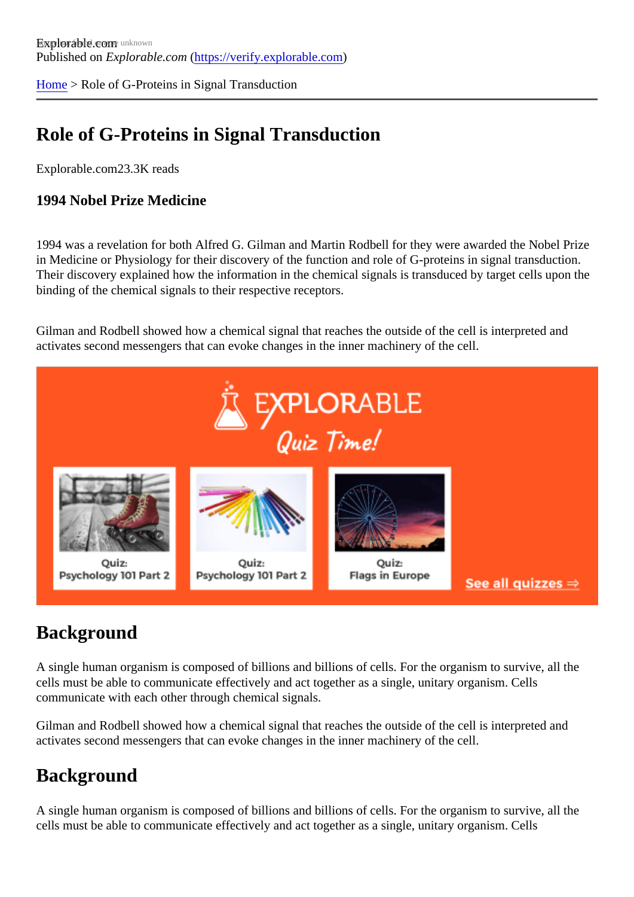Explorable.com
Published on *Explorable.com* (https://verify.explorable.com)

Home > Role of G-Proteins in Signal Transduction

# Role of G-Proteins in Signal Transduction

Explorable.com23.3K reads

### 1994 Nobel Prize Medicine

1994 was a revelation for both Alfred G. Gilman and Martin Rodbell for they were awarded the Nobel Prize in Medicine or Physiology for their discovery of the function and role of G-proteins in signal transduction. Their discovery explained how the information in the chemical signals is transduced by target cells upon the binding of the chemical signals to their respective receptors.

Gilman and Rodbell showed how a chemical signal that reaches the outside of the cell is interpreted and activates second messengers that can evoke changes in the inner machinery of the cell.

## Background

A single human organism is composed of billions and billions of cells. For the organism to survive, all the cells must be able to communicate effectively and act together as a single, unitary organism. Cells communicate with each other through chemical signals.

Gilman and Rodbell showed how a chemical signal that reaches the outside of the cell is interpreted and activates second messengers that can evoke changes in the inner machinery of the cell.

## Background

A single human organism is composed of billions and billions of cells. For the organism to survive, all the cells must be able to communicate effectively and act together as a single, unitary organism. Cells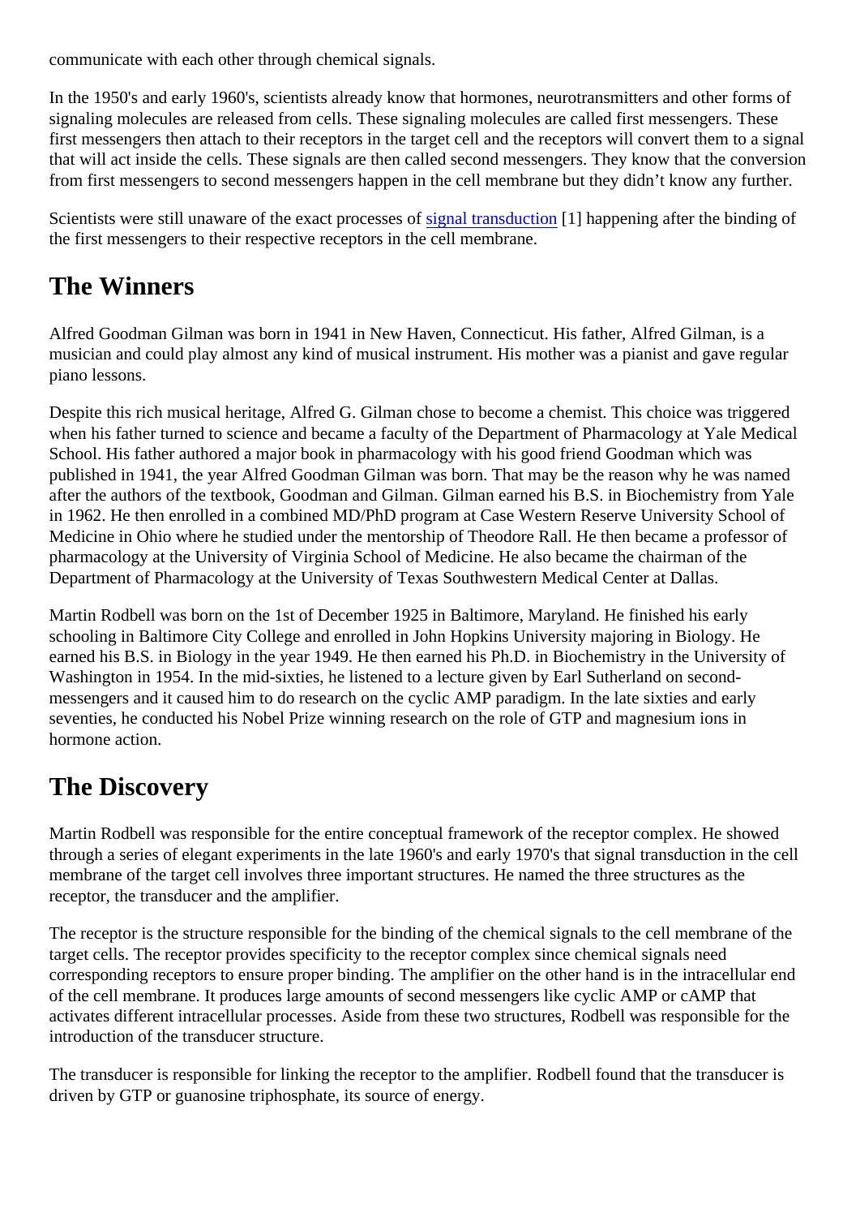communicate with each other through chemical signals.

In the 1950's and early 1960's, scientists already know that hormones, neurotransmitters and other forms of signaling molecules are released from cells. These signaling molecules are called first messengers. These first messengers then attach to their receptors in the target cell and the receptors will convert them to a signal that will act inside the cells. These signals are then called second messengers. They know that the conversion from first messengers to second messengers happen in the cell membrane but they didn't know any further.

Scientists were still unaware of the exact processes of signal transduction [1] happening after the binding of the first messengers to their respective receptors in the cell membrane.

## The Winners

Alfred Goodman Gilman was born in 1941 in New Haven, Connecticut. His father, Alfred Gilman, is a musician and could play almost any kind of musical instrument. His mother was a pianist and gave regular piano lessons.

Despite this rich musical heritage, Alfred G. Gilman chose to become a chemist. This choice was triggered when his father turned to science and became a faculty of the Department of Pharmacology at Yale Medical School. His father authored a major book in pharmacology with his good friend Goodman which was published in 1941, the year Alfred Goodman Gilman was born. That may be the reason why he was named after the authors of the textbook, Goodman and Gilman. Gilman earned his B.S. in Biochemistry from Yale in 1962. He then enrolled in a combined MD/PhD program at Case Western Reserve University School of Medicine in Ohio where he studied under the mentorship of Theodore Rall. He then became a professor of pharmacology at the University of Virginia School of Medicine. He also became the chairman of the Department of Pharmacology at the University of Texas Southwestern Medical Center at Dallas.

Martin Rodbell was born on the 1st of December 1925 in Baltimore, Maryland. He finished his early schooling in Baltimore City College and enrolled in John Hopkins University majoring in Biology. He earned his B.S. in Biology in the year 1949. He then earned his Ph.D. in Biochemistry in the University of Washington in 1954. In the mid-sixties, he listened to a lecture given by Earl Sutherland on second-messengers and it caused him to do research on the cyclic AMP paradigm. In the late sixties and early seventies, he conducted his Nobel Prize winning research on the role of GTP and magnesium ions in hormone action.

## The Discovery

Martin Rodbell was responsible for the entire conceptual framework of the receptor complex. He showed through a series of elegant experiments in the late 1960's and early 1970's that signal transduction in the cell membrane of the target cell involves three important structures. He named the three structures as the receptor, the transducer and the amplifier.

The receptor is the structure responsible for the binding of the chemical signals to the cell membrane of the target cells. The receptor provides specificity to the receptor complex since chemical signals need corresponding receptors to ensure proper binding. The amplifier on the other hand is in the intracellular end of the cell membrane. It produces large amounts of second messengers like cyclic AMP or cAMP that activates different intracellular processes. Aside from these two structures, Rodbell was responsible for the introduction of the transducer structure.

The transducer is responsible for linking the receptor to the amplifier. Rodbell found that the transducer is driven by GTP or guanosine triphosphate, its source of energy.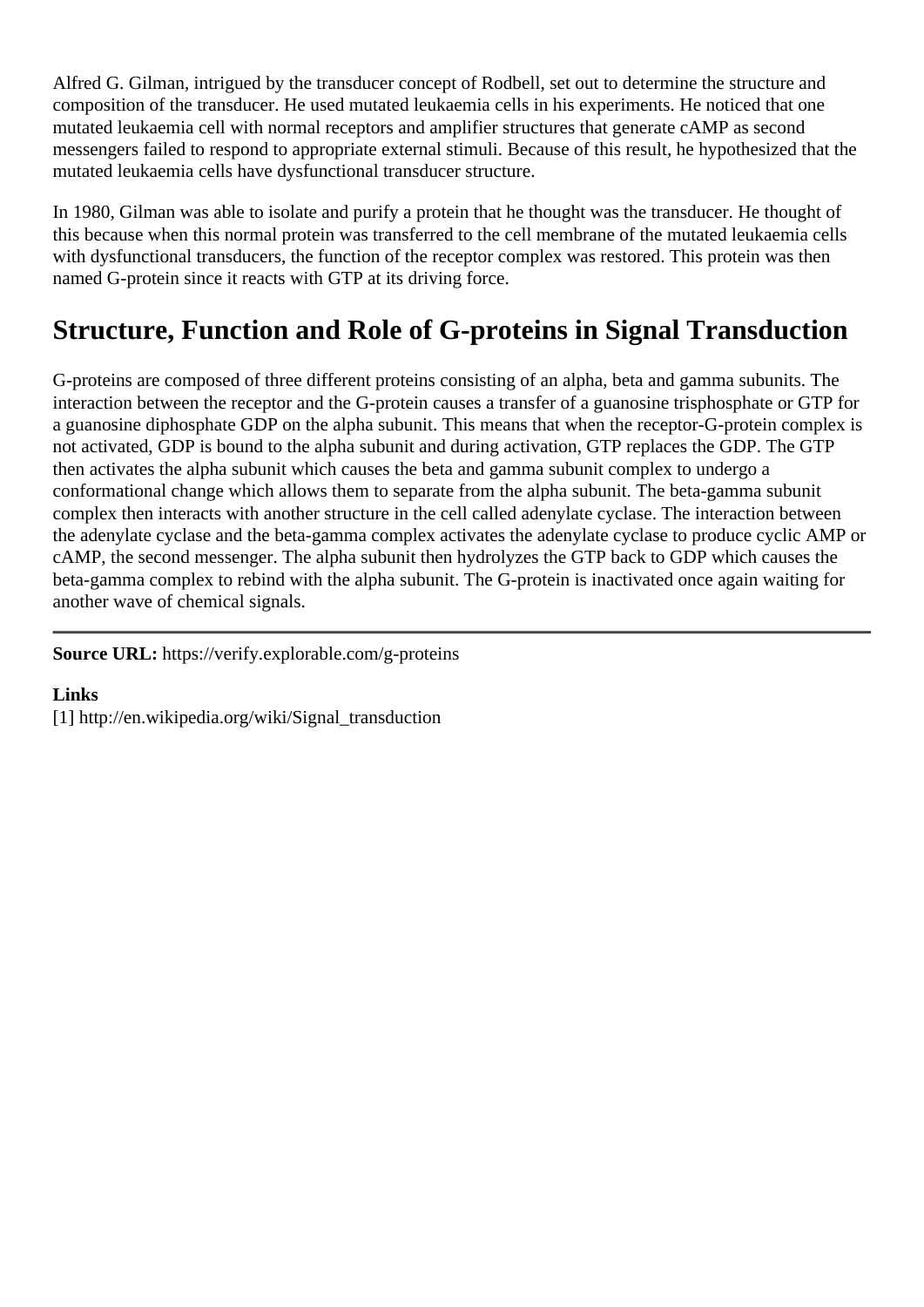Alfred G. Gilman, intrigued by the transducer concept of Rodbell, set out to determine the structure and composition of the transducer. He used mutated leukaemia cells in his experiments. He noticed that one mutated leukaemia cell with normal receptors and amplifier structures that generate cAMP as second messengers failed to respond to appropriate external stimuli. Because of this result, he hypothesized that the mutated leukaemia cells have dysfunctional transducer structure.

In 1980, Gilman was able to isolate and purify a protein that he thought was the transducer. He thought of this because when this normal protein was transferred to the cell membrane of the mutated leukaemia cells with dysfunctional transducers, the function of the receptor complex was restored. This protein was then named G-protein since it reacts with GTP at its driving force.

## Structure, Function and Role of G-proteins in Signal Transduction

G-proteins are composed of three different proteins consisting of an alpha, beta and gamma subunits. The interaction between the receptor and the G-protein causes a transfer of a guanosine trisphosphate or GTP for a guanosine diphosphate GDP on the alpha subunit. This means that when the receptor-G-protein complex is not activated, GDP is bound to the alpha subunit and during activation, GTP replaces the GDP. The GTP then activates the alpha subunit which causes the beta and gamma subunit complex to undergo a conformational change which allows them to separate from the alpha subunit. The beta-gamma subunit complex then interacts with another structure in the cell called adenylate cyclase. The interaction between the adenylate cyclase and the beta-gamma complex activates the adenylate cyclase to produce cyclic AMP or cAMP, the second messenger. The alpha subunit then hydrolyzes the GTP back to GDP which causes the beta-gamma complex to rebind with the alpha subunit. The G-protein is inactivated once again waiting for another wave of chemical signals.

---

**Source URL:** https://verify.explorable.com/g-proteins

**Links**
[1] http://en.wikipedia.org/wiki/Signal_transduction